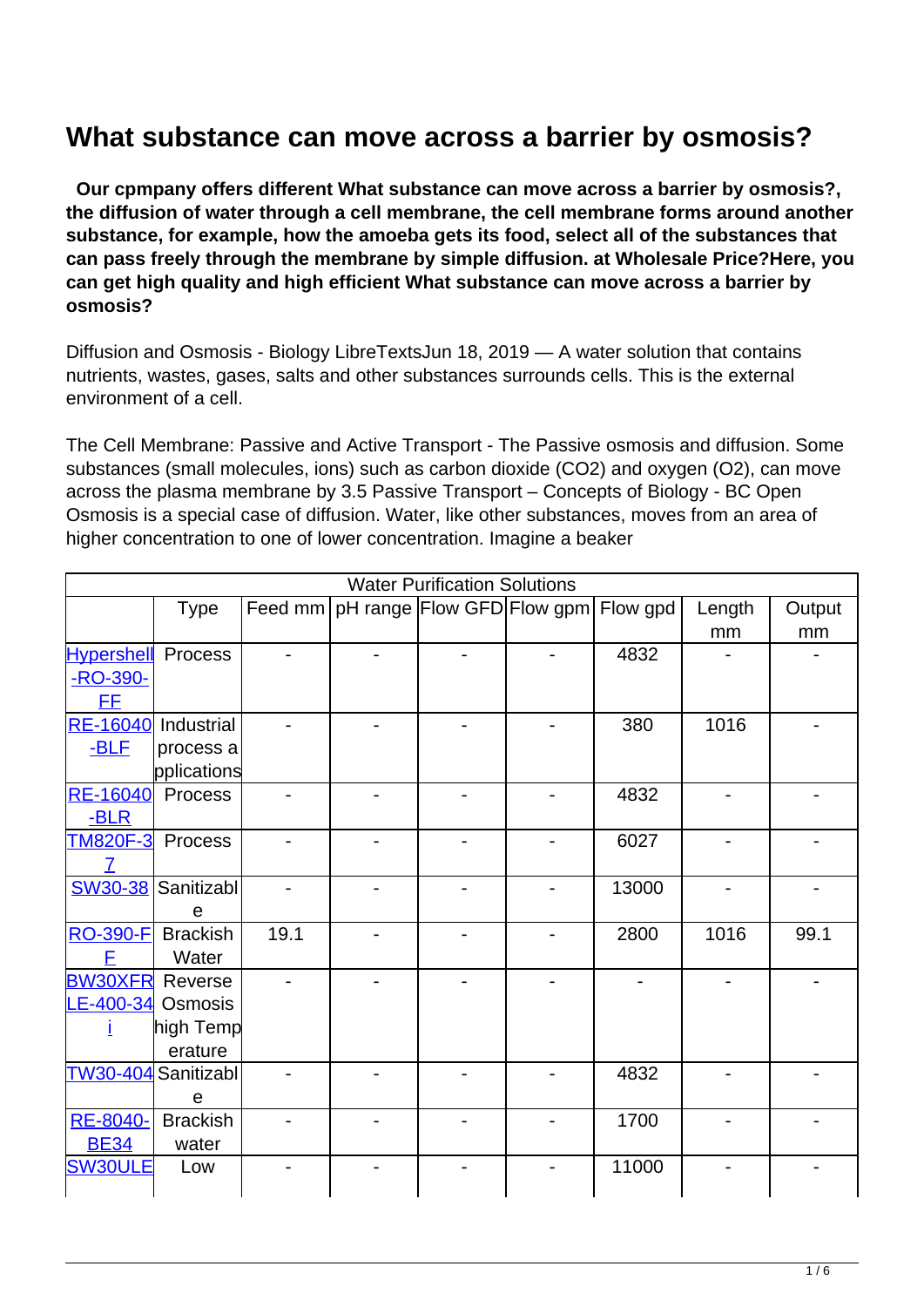# What substance can move across a barrier by osmosis?

**Our cpmpany offers different What substance can move across a barrier by osmosis?, the diffusion of water through a cell membrane, the cell membrane forms around another substance, for example, how the amoeba gets its food, select all of the substances that can pass freely through the membrane by simple diffusion. at Wholesale Price?Here, you can get high quality and high efficient What substance can move across a barrier by osmosis?**

Diffusion and Osmosis - Biology LibreTextsJun 18, 2019 — A water solution that contains nutrients, wastes, gases, salts and other substances surrounds cells. This is the external environment of a cell.

The Cell Membrane: Passive and Active Transport - The Passive osmosis and diffusion. Some substances (small molecules, ions) such as carbon dioxide ($CO_2$) and oxygen ($O_2$), can move across the plasma membrane by 3.5 Passive Transport – Concepts of Biology - BC Open Osmosis is a special case of diffusion. Water, like other substances, moves from an area of higher concentration to one of lower concentration. Imagine a beaker

| Water Purification Solutions | | | | | | | | |
|---|---|---|---|---|---|---|---|---|
| | Type | Feed mm | pH range | Flow GFD | Flow gpm | Flow gpd | Length mm | Output mm |
| Hypershell-RO-390-FF | Process | - | - | - | - | 4832 | - | - |
| RE-16040-BLF | Industrial process applications | - | - | - | - | 380 | 1016 | - |
| RE-16040-BLR | Process | - | - | - | - | 4832 | - | - |
| TM820F-37 | Process | - | - | - | - | 6027 | - | - |
| SW30-38 | Sanitizable | - | - | - | - | 13000 | - | - |
| RO-390-FF | Brackish Water | 19.1 | - | - | - | 2800 | 1016 | 99.1 |
| BW30XFRLE-400-34i | Reverse Osmosis high Temperature | - | - | - | - | - | - | - |
| TW30-404 | Sanitizable | - | - | - | - | 4832 | - | - |
| RE-8040-BE34 | Brackish water | - | - | - | - | 1700 | - | - |
| SW30ULE | Low | - | - | - | - | 11000 | - | - |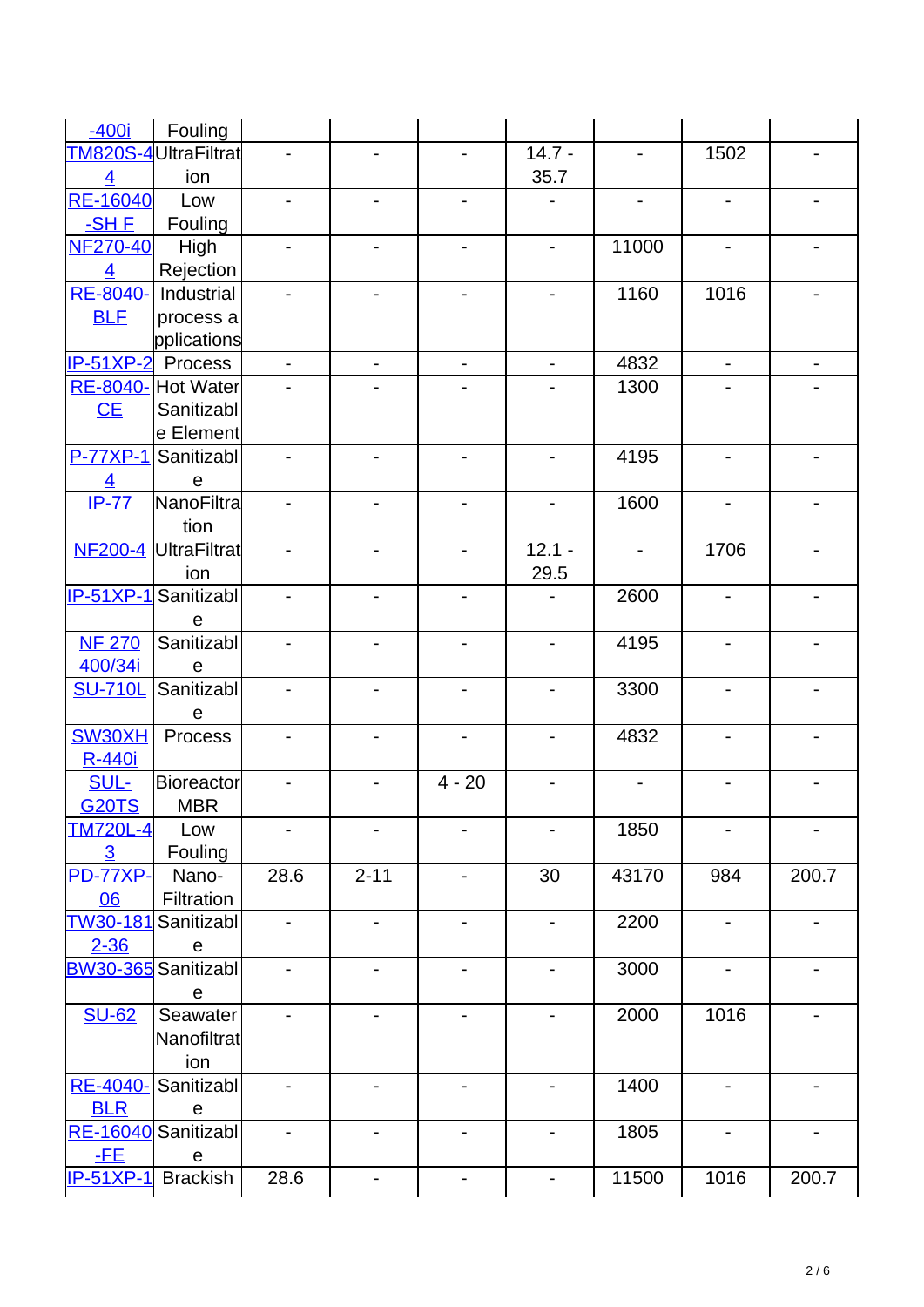| | | | | | | | | |
|---|---|---|---|---|---|---|---|---|
| -400i | Fouling | | | | | | | |
| TM820S-44 | UltraFiltration | - | - | - | 14.7 - 35.7 | - | 1502 | - |
| RE-16040-SH F | Low Fouling | - | - | - | - | - | - | - |
| NF270-404 | High Rejection | - | - | - | - | 11000 | - | - |
| RE-8040-BLF | Industrial process applications | - | - | - | - | 1160 | 1016 | - |
| IP-51XP-2 | Process | - | - | - | - | 4832 | - | - |
| RE-8040-CE | Hot Water Sanitizable Element | - | - | - | - | 1300 | - | - |
| P-77XP-14 | Sanitizable | - | - | - | - | 4195 | - | - |
| IP-77 | NanoFiltration | - | - | - | - | 1600 | - | - |
| NF200-4 | UltraFiltration | - | - | - | 12.1 - 29.5 | - | 1706 | - |
| IP-51XP-1 | Sanitizable | - | - | - | - | 2600 | - | - |
| NF 270 400/34i | Sanitizable | - | - | - | - | 4195 | - | - |
| SU-710L | Sanitizable | - | - | - | - | 3300 | - | - |
| SW30XHR-440i | Process | - | - | - | - | 4832 | - | - |
| SUL-G20TS | Bioreactor MBR | - | - | 4 - 20 | - | - | - | - |
| TM720L-43 | Low Fouling | - | - | - | - | 1850 | - | - |
| PD-77XP-06 | Nano-Filtration | 28.6 | 2-11 | - | 30 | 43170 | 984 | 200.7 |
| TW30-1812-36 | Sanitizable | - | - | - | - | 2200 | - | - |
| BW30-365 | Sanitizable | - | - | - | - | 3000 | - | - |
| SU-62 | Seawater Nanofiltration | - | - | - | - | 2000 | 1016 | - |
| RE-4040-BLR | Sanitizable | - | - | - | - | 1400 | - | - |
| RE-16040-FE | Sanitizable | - | - | - | - | 1805 | - | - |
| IP-51XP-1 | Brackish | 28.6 | - | - | - | 11500 | 1016 | 200.7 |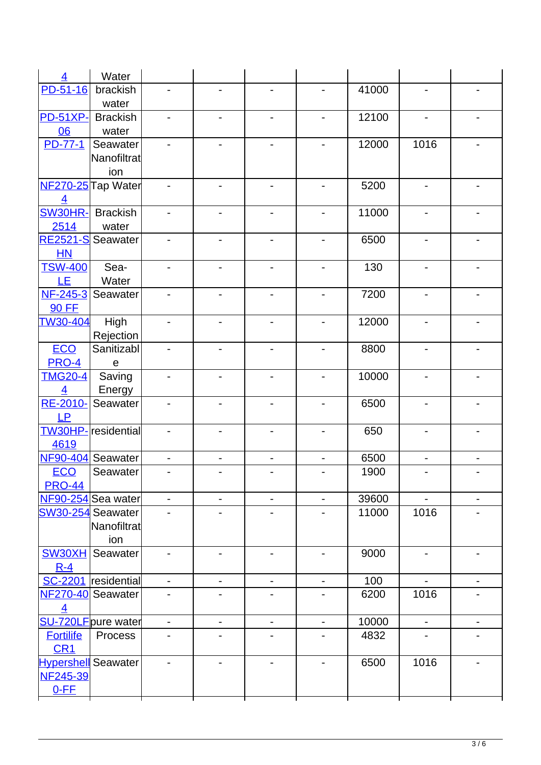| | | | | | | | | |
|---|---|---|---|---|---|---|---|---|
| 4 | Water | | | | | | | |
| PD-51-16 | brackish water | - | - | - | - | 41000 | - | - |
| PD-51XP-06 | Brackish water | - | - | - | - | 12100 | - | - |
| PD-77-1 | Seawater Nanofiltration | - | - | - | - | 12000 | 1016 | - |
| NF270-254 | Tap Water | - | - | - | - | 5200 | - | - |
| SW30HR-2514 | Brackish water | - | - | - | - | 11000 | - | - |
| RE2521-SHN | Seawater | - | - | - | - | 6500 | - | - |
| TSW-400LE | Sea-Water | - | - | - | - | 130 | - | - |
| NF-245-390 FF | Seawater | - | - | - | - | 7200 | - | - |
| TW30-404 | High Rejection | - | - | - | - | 12000 | - | - |
| ECO PRO-4 | Sanitizable | - | - | - | - | 8800 | - | - |
| TMG20-44 | Saving Energy | - | - | - | - | 10000 | - | - |
| RE-2010-LP | Seawater | - | - | - | - | 6500 | - | - |
| TW30HP-4619 | residential | - | - | - | - | 650 | - | - |
| NF90-404 | Seawater | - | - | - | - | 6500 | - | - |
| ECO PRO-44 | Seawater | - | - | - | - | 1900 | - | - |
| NF90-254 | Sea water | - | - | - | - | 39600 | - | - |
| SW30-254 | Seawater Nanofiltration | - | - | - | - | 11000 | 1016 | - |
| SW30XHR-4 | Seawater | - | - | - | - | 9000 | - | - |
| SC-2201 | residential | - | - | - | - | 100 | - | - |
| NF270-404 | Seawater | - | - | - | - | 6200 | 1016 | - |
| SU-720LF | pure water | - | - | - | - | 10000 | - | - |
| Fortilife CR1 | Process | - | - | - | - | 4832 | - | - |
| Hypershell NF245-390-FF | Seawater | - | - | - | - | 6500 | 1016 | - |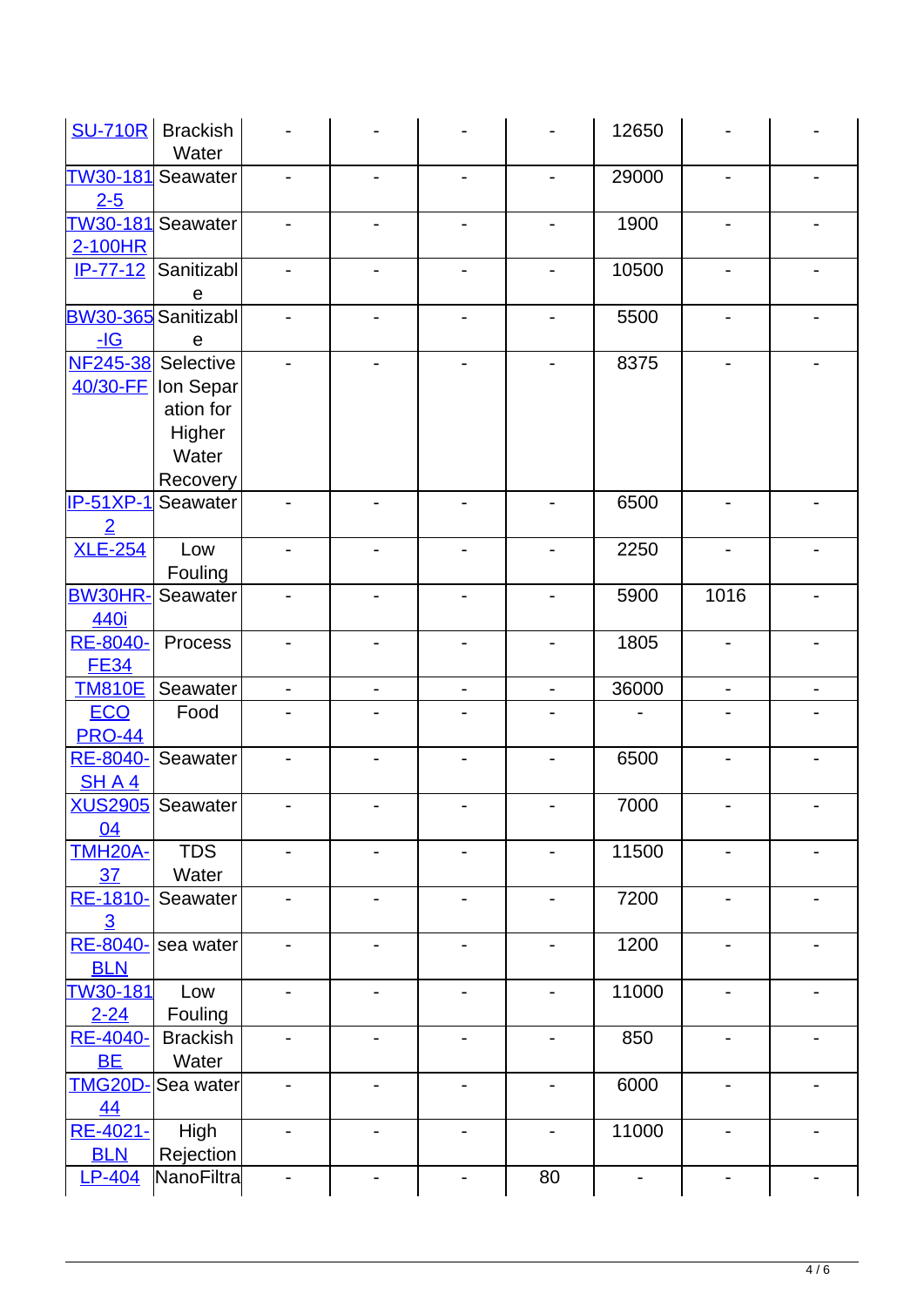| SU-710R | Brackish Water | - | - | - | - | 12650 | - | - |
|---|---|---|---|---|---|---|---|---|
| TW30-1812-5 | Seawater | - | - | - | - | 29000 | - | - |
| TW30-1812-100HR | Seawater | - | - | - | - | 1900 | - | - |
| IP-77-12 | Sanitizable | - | - | - | - | 10500 | - | - |
| BW30-365-IG | Sanitizable | - | - | - | - | 5500 | - | - |
| NF245-3840/30-FF | Selective Ion Separation for Higher Water Recovery | - | - | - | - | 8375 | - | - |
| IP-51XP-12 | Seawater | - | - | - | - | 6500 | - | - |
| XLE-254 | Low Fouling | - | - | - | - | 2250 | - | - |
| BW30HR-440i | Seawater | - | - | - | - | 5900 | 1016 | - |
| RE-8040-FE34 | Process | - | - | - | - | 1805 | - | - |
| TM810E | Seawater | - | - | - | - | 36000 | - | - |
| ECO PRO-44 | Food | - | - | - | - | - | - | - |
| RE-8040-SH A 4 | Seawater | - | - | - | - | 6500 | - | - |
| XUS290504 | Seawater | - | - | - | - | 7000 | - | - |
| TMH20A-37 | TDS Water | - | - | - | - | 11500 | - | - |
| RE-1810-3 | Seawater | - | - | - | - | 7200 | - | - |
| RE-8040-BLN | sea water | - | - | - | - | 1200 | - | - |
| TW30-1812-24 | Low Fouling | - | - | - | - | 11000 | - | - |
| RE-4040-BE | Brackish Water | - | - | - | - | 850 | - | - |
| TMG20D-44 | Sea water | - | - | - | - | 6000 | - | - |
| RE-4021-BLN | High Rejection | - | - | - | - | 11000 | - | - |
| LP-404 | NanoFiltra | - | - | - | 80 | - | - | - |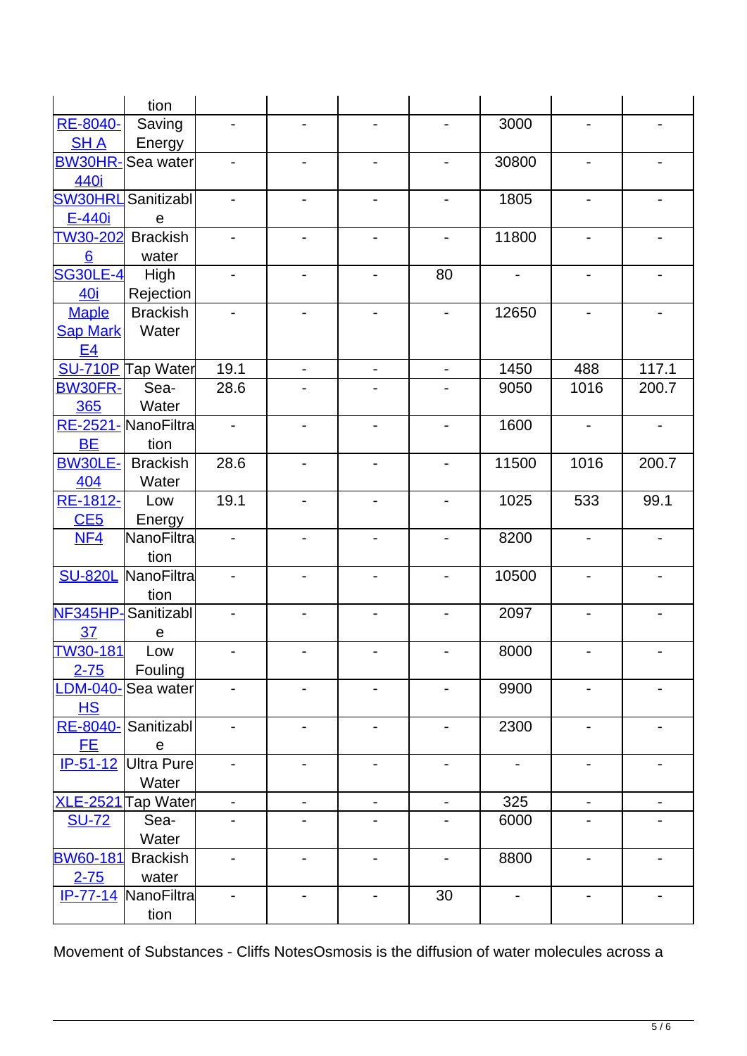| | tion | | | | | | | |
|---|---|---|---|---|---|---|---|---|
| RE-8040-SH A | Saving Energy | - | - | - | - | 3000 | - | - |
| BW30HR-440i | Sea water | - | - | - | - | 30800 | - | - |
| SW30HRLE-440i | Sanitizable | - | - | - | - | 1805 | - | - |
| TW30-2026 | Brackish water | - | - | - | - | 11800 | - | - |
| SG30LE-440i | High Rejection | - | - | - | 80 | - | - | - |
| Maple Sap Mark E4 | Brackish Water | - | - | - | - | 12650 | - | - |
| SU-710P | Tap Water | 19.1 | - | - | - | 1450 | 488 | 117.1 |
| BW30FR-365 | Sea-Water | 28.6 | - | - | - | 9050 | 1016 | 200.7 |
| RE-2521-BE | NanoFiltration | - | - | - | - | 1600 | - | - |
| BW30LE-404 | Brackish Water | 28.6 | - | - | - | 11500 | 1016 | 200.7 |
| RE-1812-CE5 | Low Energy | 19.1 | - | - | - | 1025 | 533 | 99.1 |
| NF4 | NanoFiltration | - | - | - | - | 8200 | - | - |
| SU-820L | NanoFiltration | - | - | - | - | 10500 | - | - |
| NF345HP-37 | Sanitizable | - | - | - | - | 2097 | - | - |
| TW30-1812-75 | Low Fouling | - | - | - | - | 8000 | - | - |
| LDM-040-HS | Sea water | - | - | - | - | 9900 | - | - |
| RE-8040-FE | Sanitizable | - | - | - | - | 2300 | - | - |
| IP-51-12 | Ultra Pure Water | - | - | - | - | - | - | - |
| XLE-2521 | Tap Water | - | - | - | - | 325 | - | - |
| SU-72 | Sea-Water | - | - | - | - | 6000 | - | - |
| BW60-1812-75 | Brackish water | - | - | - | - | 8800 | - | - |
| IP-77-14 | NanoFiltration | - | - | - | 30 | - | - | - |

Movement of Substances - Cliffs NotesOsmosis is the diffusion of water molecules across a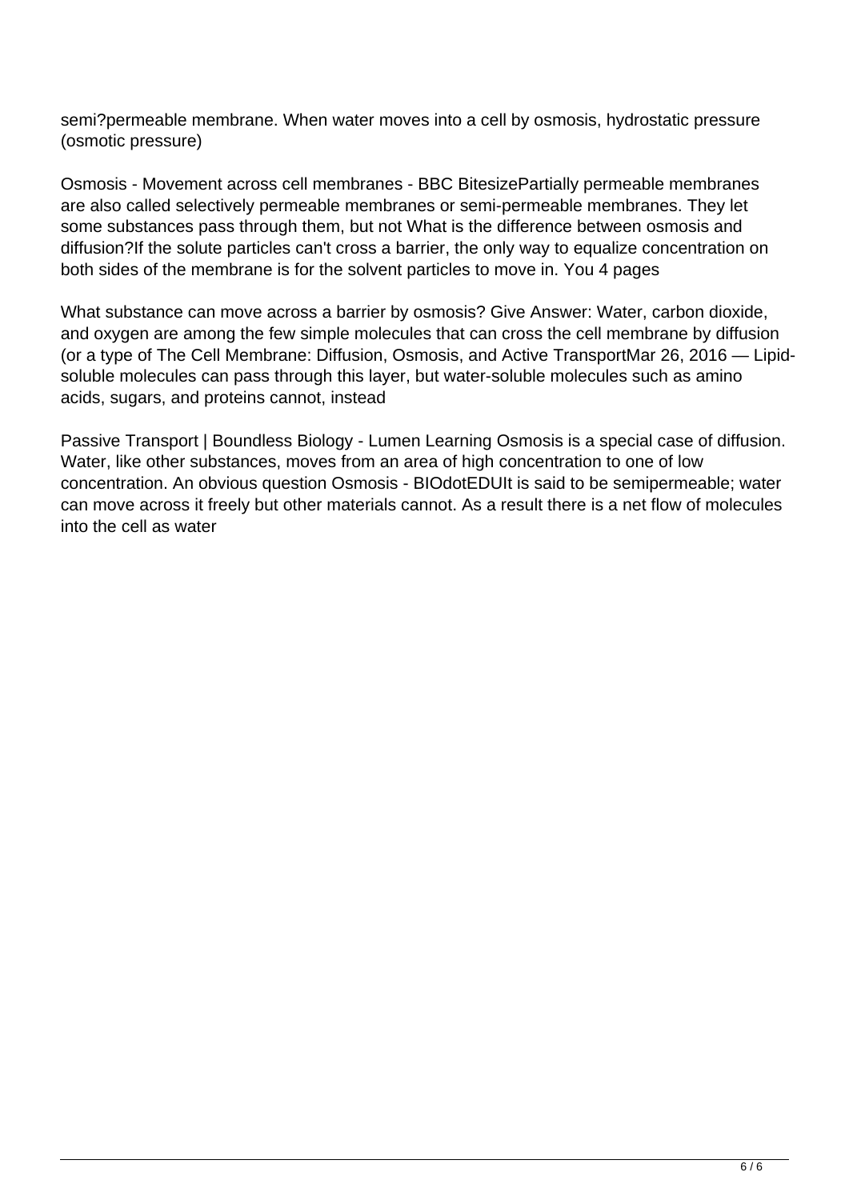semi?permeable membrane. When water moves into a cell by osmosis, hydrostatic pressure (osmotic pressure)

Osmosis - Movement across cell membranes - BBC BitesizePartially permeable membranes are also called selectively permeable membranes or semi-permeable membranes. They let some substances pass through them, but not What is the difference between osmosis and diffusion?If the solute particles can't cross a barrier, the only way to equalize concentration on both sides of the membrane is for the solvent particles to move in. You 4 pages

What substance can move across a barrier by osmosis? Give Answer: Water, carbon dioxide, and oxygen are among the few simple molecules that can cross the cell membrane by diffusion (or a type of The Cell Membrane: Diffusion, Osmosis, and Active TransportMar 26, 2016 — Lipid-soluble molecules can pass through this layer, but water-soluble molecules such as amino acids, sugars, and proteins cannot, instead

Passive Transport | Boundless Biology - Lumen Learning Osmosis is a special case of diffusion. Water, like other substances, moves from an area of high concentration to one of low concentration. An obvious question Osmosis - BIOdotEDUIt is said to be semipermeable; water can move across it freely but other materials cannot. As a result there is a net flow of molecules into the cell as water